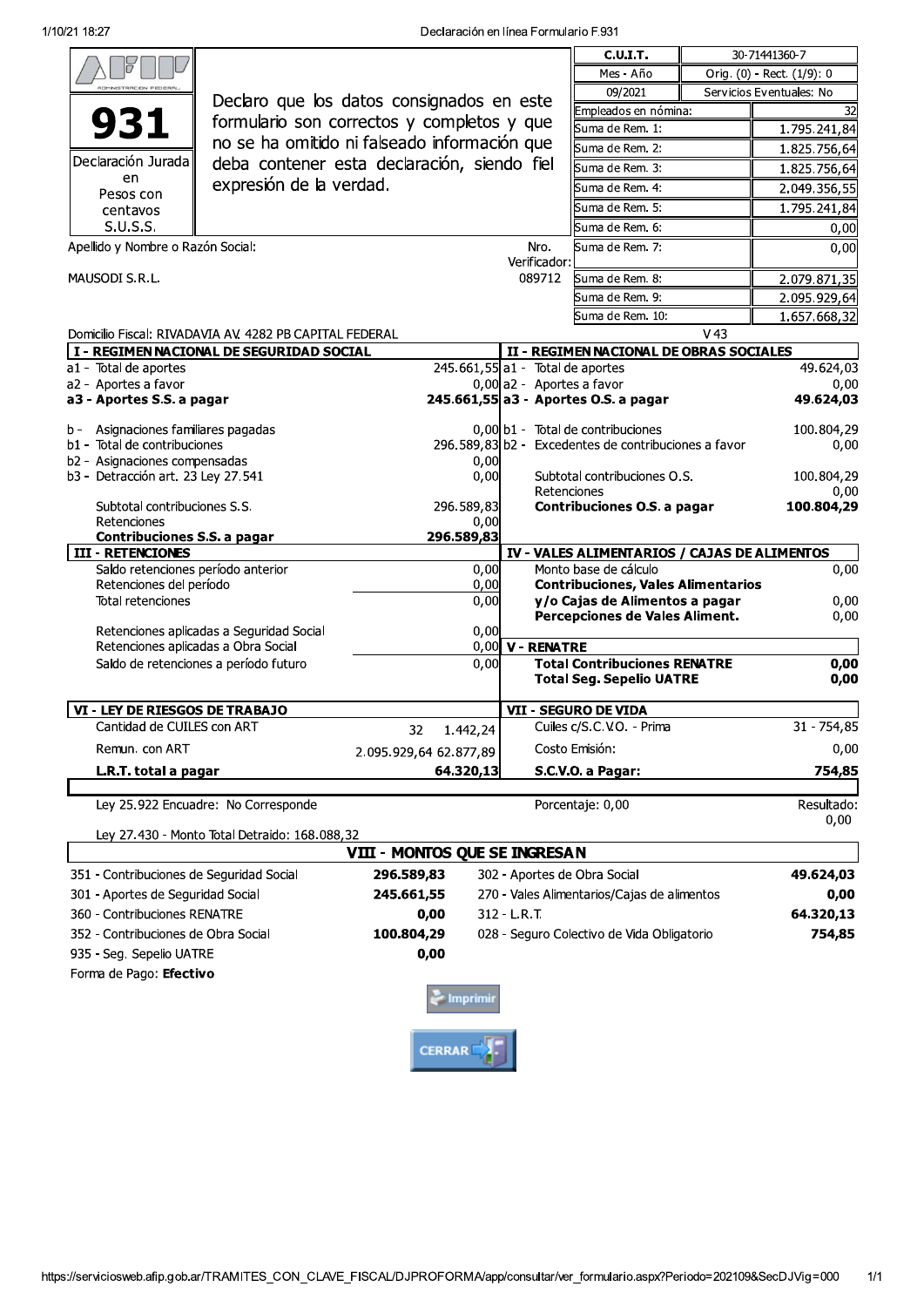| | | | |
|---|---|---|---|
| **931** | Declaro que los datos consignados en este formulario son correctos y completos y que no se ha omitido ni falseado información que deba contener esta declaración, siendo fiel expresión de la verdad. | **C.U.I.T.** | 30-71441360-7 |
| Declaración Jurada en Pesos con centavos S.U.S.S. | | Mes - Año | Orig. (0) - Rect. (1/9): 0 |
| | | 09/2021 | Servicios Eventuales: No |
| | | Empleados en nómina: | 32 |
| | | Suma de Rem. 1: | 1.795.241,84 |
| | | Suma de Rem. 2: | 1.825.756,64 |
| | | Suma de Rem. 3: | 1.825.756,64 |
| | | Suma de Rem. 4: | 2.049.356,55 |
| | | Suma de Rem. 5: | 1.795.241,84 |
| | | Suma de Rem. 6: | 0,00 |
| Apellido y Nombre o Razón Social: | Nro. Verificador: | Suma de Rem. 7: | 0,00 |
| MAUSODI S.R.L. | 089712 | Suma de Rem. 8: | 2.079.871,35 |
| | | Suma de Rem. 9: | 2.095.929,64 |
| | | Suma de Rem. 10: | 1.657.668,32 |

Domicilio Fiscal: RIVADAVIA AV. 4282 PB CAPITAL FEDERAL

V 43

| I - REGIMEN NACIONAL DE SEGURIDAD SOCIAL | | II - REGIMEN NACIONAL DE OBRAS SOCIALES | |
|---|---|---|---|
| a1 - Total de aportes | 245.661,55 | a1 - Total de aportes | 49.624,03 |
| a2 - Aportes a favor | 0,00 | a2 - Aportes a favor | 0,00 |
| **a3 - Aportes S.S. a pagar** | **245.661,55** | **a3 - Aportes O.S. a pagar** | **49.624,03** |
| b - Asignaciones familiares pagadas | 0,00 | b1 - Total de contribuciones | 100.804,29 |
| b1 - Total de contribuciones | 296.589,83 | b2 - Excedentes de contribuciones a favor | 0,00 |
| b2 - Asignaciones compensadas | 0,00 | | |
| b3 - Detracción art. 23 Ley 27.541 | 0,00 | Subtotal contribuciones O.S. | 100.804,29 |
| | | Retenciones | 0,00 |
| Subtotal contribuciones S.S. | 296.589,83 | **Contribuciones O.S. a pagar** | **100.804,29** |
| Retenciones | 0,00 | | |
| **Contribuciones S.S. a pagar** | **296.589,83** | | |

| III - RETENCIONES | | IV - VALES ALIMENTARIOS / CAJAS DE ALIMENTOS | |
|---|---|---|---|
| Saldo retenciones período anterior | 0,00 | Monto base de cálculo | 0,00 |
| Retenciones del período | 0,00 | **Contribuciones, Vales Alimentarios y/o Cajas de Alimentos a pagar** | 0,00 |
| Total retenciones | 0,00 | **Percepciones de Vales Aliment.** | 0,00 |
| Retenciones aplicadas a Seguridad Social | 0,00 | | |
| Retenciones aplicadas a Obra Social | 0,00 | **V - RENATRE** | |
| Saldo de retenciones a período futuro | 0,00 | **Total Contribuciones RENATRE** | **0,00** |
| | | **Total Seg. Sepelio UATRE** | **0,00** |

| VI - LEY DE RIESGOS DE TRABAJO | | | VII - SEGURO DE VIDA | |
|---|---|---|---|---|
| Cantidad de CUILES con ART | 32 | 1.442,24 | Cuiles c/S.C.V.O. - Prima | 31 - 754,85 |
| Remun. con ART | 2.095.929,64 | 62.877,89 | Costo Emisión: | 0,00 |
| **L.R.T. total a pagar** | | **64.320,13** | **S.C.V.O. a Pagar:** | **754,85** |

Ley 25.922 Encuadre: No Corresponde — Porcentaje: 0,00 — Resultado: 0,00

Ley 27.430 - Monto Total Detraído: 168.088,32

## VIII - MONTOS QUE SE INGRESAN

| | | | |
|---|---|---|---|
| 351 - Contribuciones de Seguridad Social | **296.589,83** | 302 - Aportes de Obra Social | **49.624,03** |
| 301 - Aportes de Seguridad Social | **245.661,55** | 270 - Vales Alimentarios/Cajas de alimentos | **0,00** |
| 360 - Contribuciones RENATRE | **0,00** | 312 - L.R.T. | **64.320,13** |
| 352 - Contribuciones de Obra Social | **100.804,29** | 028 - Seguro Colectivo de Vida Obligatorio | **754,85** |
| 935 - Seg. Sepelio UATRE | **0,00** | | |

Forma de Pago: **Efectivo**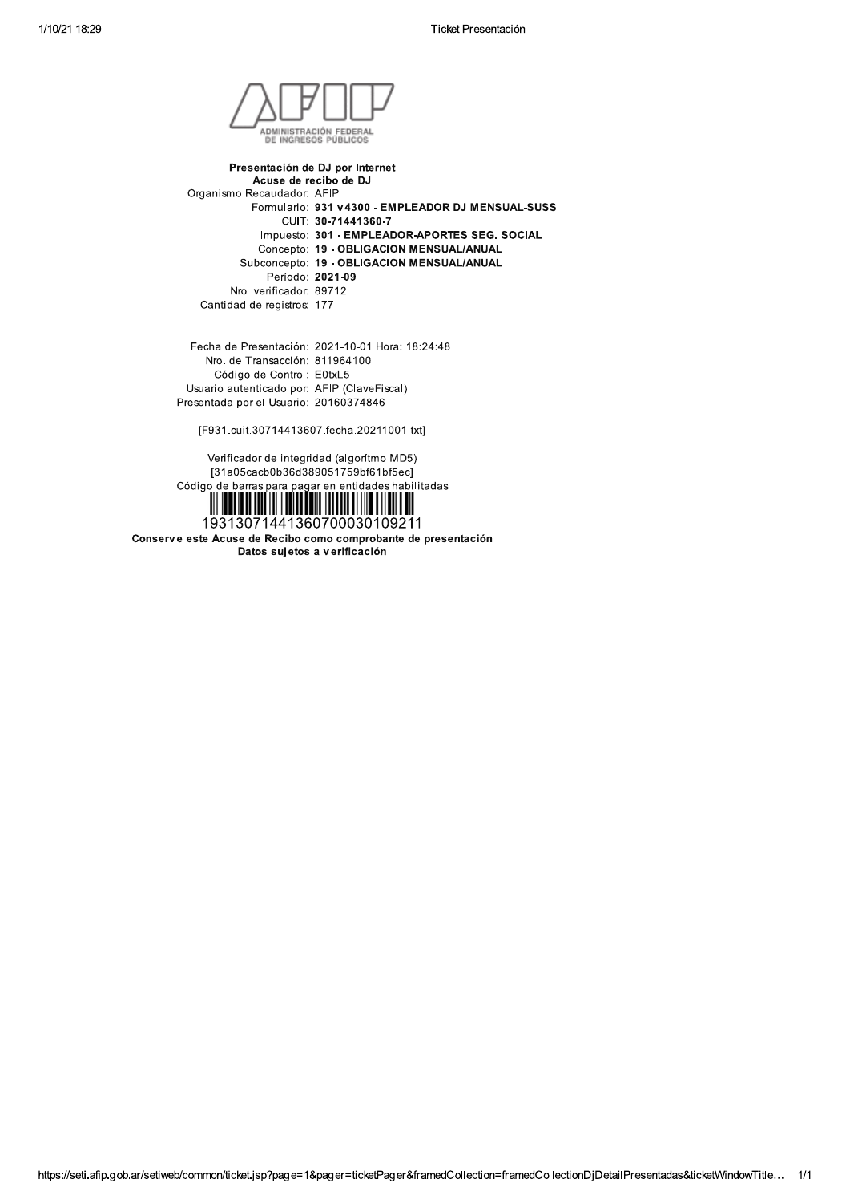ADMINISTRACIÓN FEDERAL DE INGRESOS PÚBLICOS

**Presentación de DJ por Internet**
**Acuse de recibo de DJ**

Organismo Recaudador: AFIP
Formulario: **931 v4300 - EMPLEADOR DJ MENSUAL-SUSS**
CUIT: **30-71441360-7**
Impuesto: **301 - EMPLEADOR-APORTES SEG. SOCIAL**
Concepto: **19 - OBLIGACION MENSUAL/ANUAL**
Subconcepto: **19 - OBLIGACION MENSUAL/ANUAL**
Período: **2021-09**
Nro. verificador: 89712
Cantidad de registros: 177

Fecha de Presentación: 2021-10-01 Hora: 18:24:48
Nro. de Transacción: 811964100
Código de Control: E0txL5
Usuario autenticado por: AFIP (ClaveFiscal)
Presentada por el Usuario: 20160374846

[F931.cuit.30714413607.fecha.20211001.txt]

Verificador de integridad (algorítmo MD5)
[31a05cacb0b36d389051759bf61bf5ec]
Código de barras para pagar en entidades habilitadas

19313071441360700030109211

**Conserve este Acuse de Recibo como comprobante de presentación**
**Datos sujetos a verificación**